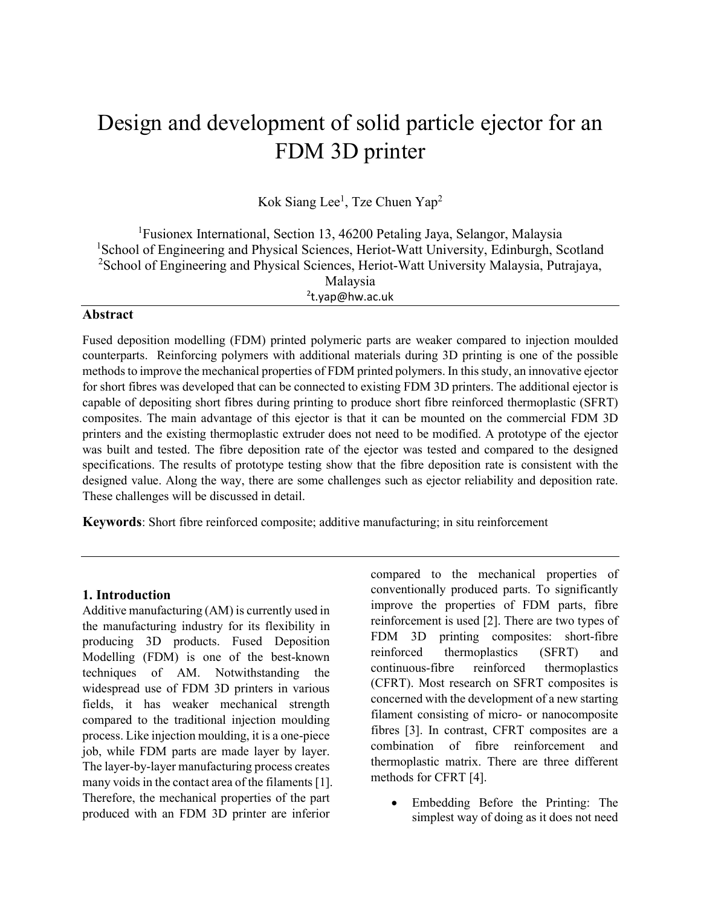# Design and development of solid particle ejector for an FDM 3D printer

Kok Siang Lee[1], Tze Chuen Yap[2]

[1]Fusionex International, Section 13, 46200 Petaling Jaya, Selangor, Malaysia
[1]School of Engineering and Physical Sciences, Heriot-Watt University, Edinburgh, Scotland
[2]School of Engineering and Physical Sciences, Heriot-Watt University Malaysia, Putrajaya, Malaysia
[2]t.yap@hw.ac.uk

## Abstract

Fused deposition modelling (FDM) printed polymeric parts are weaker compared to injection moulded counterparts. Reinforcing polymers with additional materials during 3D printing is one of the possible methods to improve the mechanical properties of FDM printed polymers. In this study, an innovative ejector for short fibres was developed that can be connected to existing FDM 3D printers. The additional ejector is capable of depositing short fibres during printing to produce short fibre reinforced thermoplastic (SFRT) composites. The main advantage of this ejector is that it can be mounted on the commercial FDM 3D printers and the existing thermoplastic extruder does not need to be modified. A prototype of the ejector was built and tested. The fibre deposition rate of the ejector was tested and compared to the designed specifications. The results of prototype testing show that the fibre deposition rate is consistent with the designed value. Along the way, there are some challenges such as ejector reliability and deposition rate. These challenges will be discussed in detail.

**Keywords**: Short fibre reinforced composite; additive manufacturing; in situ reinforcement

## 1. Introduction

Additive manufacturing (AM) is currently used in the manufacturing industry for its flexibility in producing 3D products. Fused Deposition Modelling (FDM) is one of the best-known techniques of AM. Notwithstanding the widespread use of FDM 3D printers in various fields, it has weaker mechanical strength compared to the traditional injection moulding process. Like injection moulding, it is a one-piece job, while FDM parts are made layer by layer. The layer-by-layer manufacturing process creates many voids in the contact area of the filaments [1]. Therefore, the mechanical properties of the part produced with an FDM 3D printer are inferior compared to the mechanical properties of conventionally produced parts. To significantly improve the properties of FDM parts, fibre reinforcement is used [2]. There are two types of FDM 3D printing composites: short-fibre reinforced thermoplastics (SFRT) and continuous-fibre reinforced thermoplastics (CFRT). Most research on SFRT composites is concerned with the development of a new starting filament consisting of micro- or nanocomposite fibres [3]. In contrast, CFRT composites are a combination of fibre reinforcement and thermoplastic matrix. There are three different methods for CFRT [4].

- Embedding Before the Printing: The simplest way of doing as it does not need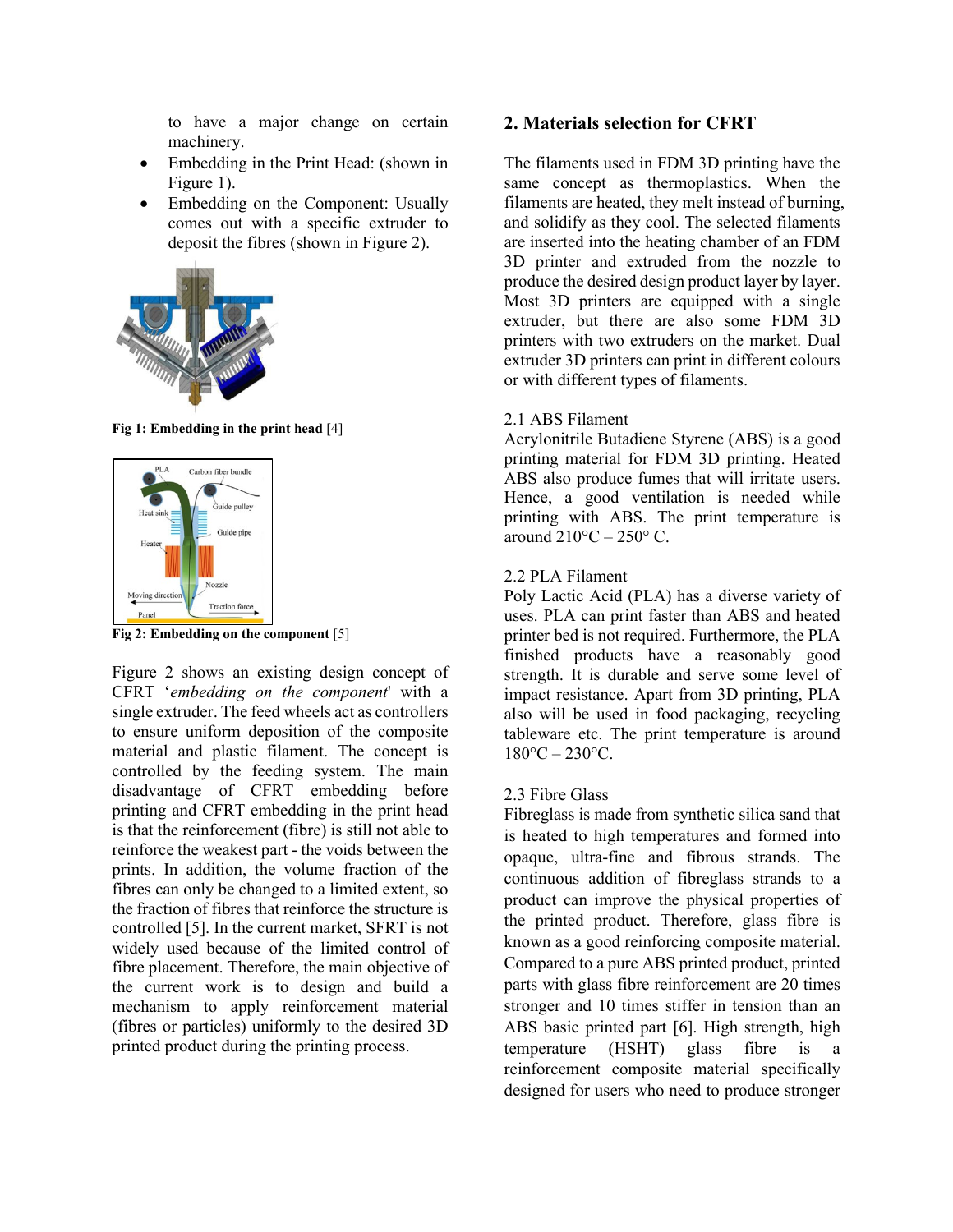to have a major change on certain machinery.

- Embedding in the Print Head: (shown in Figure 1).
- Embedding on the Component: Usually comes out with a specific extruder to deposit the fibres (shown in Figure 2).

**Fig 1: Embedding in the print head** [4]

**Fig 2: Embedding on the component** [5]

Figure 2 shows an existing design concept of CFRT '*embedding on the component*' with a single extruder. The feed wheels act as controllers to ensure uniform deposition of the composite material and plastic filament. The concept is controlled by the feeding system. The main disadvantage of CFRT embedding before printing and CFRT embedding in the print head is that the reinforcement (fibre) is still not able to reinforce the weakest part - the voids between the prints. In addition, the volume fraction of the fibres can only be changed to a limited extent, so the fraction of fibres that reinforce the structure is controlled [5]. In the current market, SFRT is not widely used because of the limited control of fibre placement. Therefore, the main objective of the current work is to design and build a mechanism to apply reinforcement material (fibres or particles) uniformly to the desired 3D printed product during the printing process.

## 2. Materials selection for CFRT

The filaments used in FDM 3D printing have the same concept as thermoplastics. When the filaments are heated, they melt instead of burning, and solidify as they cool. The selected filaments are inserted into the heating chamber of an FDM 3D printer and extruded from the nozzle to produce the desired design product layer by layer. Most 3D printers are equipped with a single extruder, but there are also some FDM 3D printers with two extruders on the market. Dual extruder 3D printers can print in different colours or with different types of filaments.

### 2.1 ABS Filament

Acrylonitrile Butadiene Styrene (ABS) is a good printing material for FDM 3D printing. Heated ABS also produce fumes that will irritate users. Hence, a good ventilation is needed while printing with ABS. The print temperature is around 210°C – 250° C.

### 2.2 PLA Filament

Poly Lactic Acid (PLA) has a diverse variety of uses. PLA can print faster than ABS and heated printer bed is not required. Furthermore, the PLA finished products have a reasonably good strength. It is durable and serve some level of impact resistance. Apart from 3D printing, PLA also will be used in food packaging, recycling tableware etc. The print temperature is around 180°C – 230°C.

### 2.3 Fibre Glass

Fibreglass is made from synthetic silica sand that is heated to high temperatures and formed into opaque, ultra-fine and fibrous strands. The continuous addition of fibreglass strands to a product can improve the physical properties of the printed product. Therefore, glass fibre is known as a good reinforcing composite material. Compared to a pure ABS printed product, printed parts with glass fibre reinforcement are 20 times stronger and 10 times stiffer in tension than an ABS basic printed part [6]. High strength, high temperature (HSHT) glass fibre is a reinforcement composite material specifically designed for users who need to produce stronger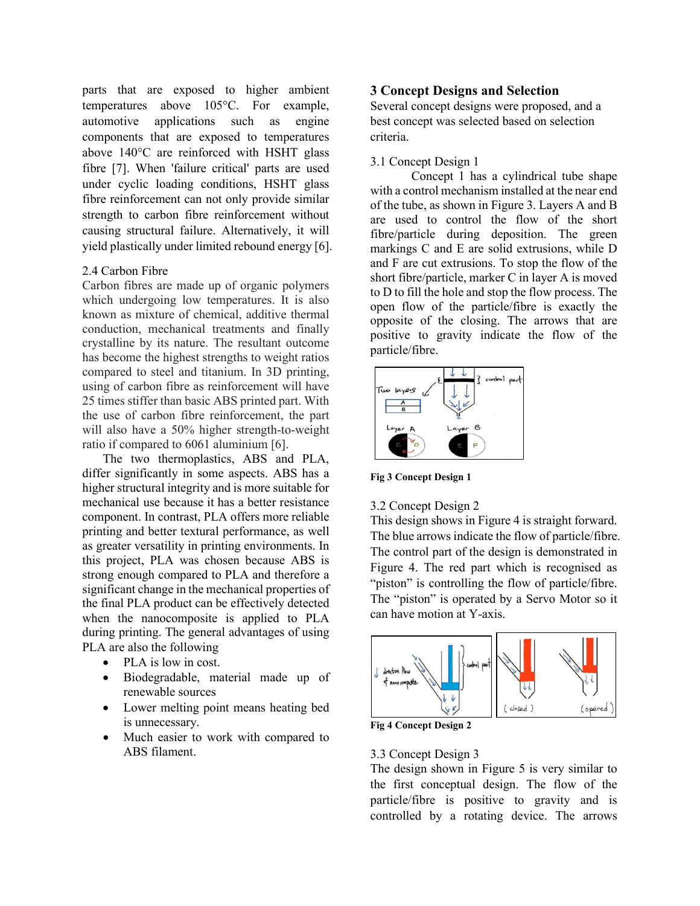parts that are exposed to higher ambient temperatures above 105°C. For example, automotive applications such as engine components that are exposed to temperatures above 140°C are reinforced with HSHT glass fibre [7]. When 'failure critical' parts are used under cyclic loading conditions, HSHT glass fibre reinforcement can not only provide similar strength to carbon fibre reinforcement without causing structural failure. Alternatively, it will yield plastically under limited rebound energy [6].

### 2.4 Carbon Fibre

Carbon fibres are made up of organic polymers which undergoing low temperatures. It is also known as mixture of chemical, additive thermal conduction, mechanical treatments and finally crystalline by its nature. The resultant outcome has become the highest strengths to weight ratios compared to steel and titanium. In 3D printing, using of carbon fibre as reinforcement will have 25 times stiffer than basic ABS printed part. With the use of carbon fibre reinforcement, the part will also have a 50% higher strength-to-weight ratio if compared to 6061 aluminium [6].

The two thermoplastics, ABS and PLA, differ significantly in some aspects. ABS has a higher structural integrity and is more suitable for mechanical use because it has a better resistance component. In contrast, PLA offers more reliable printing and better textural performance, as well as greater versatility in printing environments. In this project, PLA was chosen because ABS is strong enough compared to PLA and therefore a significant change in the mechanical properties of the final PLA product can be effectively detected when the nanocomposite is applied to PLA during printing. The general advantages of using PLA are also the following

- PLA is low in cost.
- Biodegradable, material made up of renewable sources
- Lower melting point means heating bed is unnecessary.
- Much easier to work with compared to ABS filament.

## 3 Concept Designs and Selection

Several concept designs were proposed, and a best concept was selected based on selection criteria.

### 3.1 Concept Design 1

Concept 1 has a cylindrical tube shape with a control mechanism installed at the near end of the tube, as shown in Figure 3. Layers A and B are used to control the flow of the short fibre/particle during deposition. The green markings C and E are solid extrusions, while D and F are cut extrusions. To stop the flow of the short fibre/particle, marker C in layer A is moved to D to fill the hole and stop the flow process. The open flow of the particle/fibre is exactly the opposite of the closing. The arrows that are positive to gravity indicate the flow of the particle/fibre.

**Fig 3 Concept Design 1**

### 3.2 Concept Design 2

This design shows in Figure 4 is straight forward. The blue arrows indicate the flow of particle/fibre. The control part of the design is demonstrated in Figure 4. The red part which is recognised as "piston" is controlling the flow of particle/fibre. The "piston" is operated by a Servo Motor so it can have motion at Y-axis.

**Fig 4 Concept Design 2**

### 3.3 Concept Design 3

The design shown in Figure 5 is very similar to the first conceptual design. The flow of the particle/fibre is positive to gravity and is controlled by a rotating device. The arrows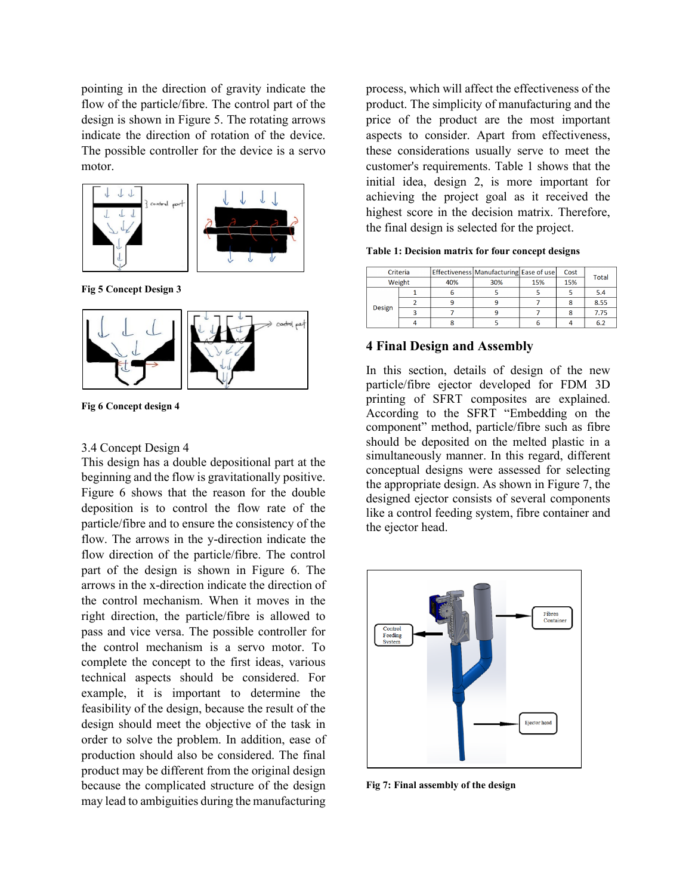pointing in the direction of gravity indicate the flow of the particle/fibre. The control part of the design is shown in Figure 5. The rotating arrows indicate the direction of rotation of the device. The possible controller for the device is a servo motor.

**Fig 5 Concept Design 3**

**Fig 6 Concept design 4**

3.4 Concept Design 4

This design has a double depositional part at the beginning and the flow is gravitationally positive. Figure 6 shows that the reason for the double deposition is to control the flow rate of the particle/fibre and to ensure the consistency of the flow. The arrows in the y-direction indicate the flow direction of the particle/fibre. The control part of the design is shown in Figure 6. The arrows in the x-direction indicate the direction of the control mechanism. When it moves in the right direction, the particle/fibre is allowed to pass and vice versa. The possible controller for the control mechanism is a servo motor. To complete the concept to the first ideas, various technical aspects should be considered. For example, it is important to determine the feasibility of the design, because the result of the design should meet the objective of the task in order to solve the problem. In addition, ease of production should also be considered. The final product may be different from the original design because the complicated structure of the design may lead to ambiguities during the manufacturing process, which will affect the effectiveness of the product. The simplicity of manufacturing and the price of the product are the most important aspects to consider. Apart from effectiveness, these considerations usually serve to meet the customer's requirements. Table 1 shows that the initial idea, design 2, is more important for achieving the project goal as it received the highest score in the decision matrix. Therefore, the final design is selected for the project.

**Table 1: Decision matrix for four concept designs**

| Criteria | | Effectiveness | Manufacturing | Ease of use | Cost | Total |
|---|---|---|---|---|---|---|
| Weight | | 40% | 30% | 15% | 15% | |
| Design | 1 | 6 | 5 | 5 | 5 | 5.4 |
| | 2 | 9 | 9 | 7 | 8 | 8.55 |
| | 3 | 7 | 9 | 7 | 8 | 7.75 |
| | 4 | 8 | 5 | 6 | 4 | 6.2 |

## 4 Final Design and Assembly

In this section, details of design of the new particle/fibre ejector developed for FDM 3D printing of SFRT composites are explained. According to the SFRT "Embedding on the component" method, particle/fibre such as fibre should be deposited on the melted plastic in a simultaneously manner. In this regard, different conceptual designs were assessed for selecting the appropriate design. As shown in Figure 7, the designed ejector consists of several components like a control feeding system, fibre container and the ejector head.

**Fig 7: Final assembly of the design**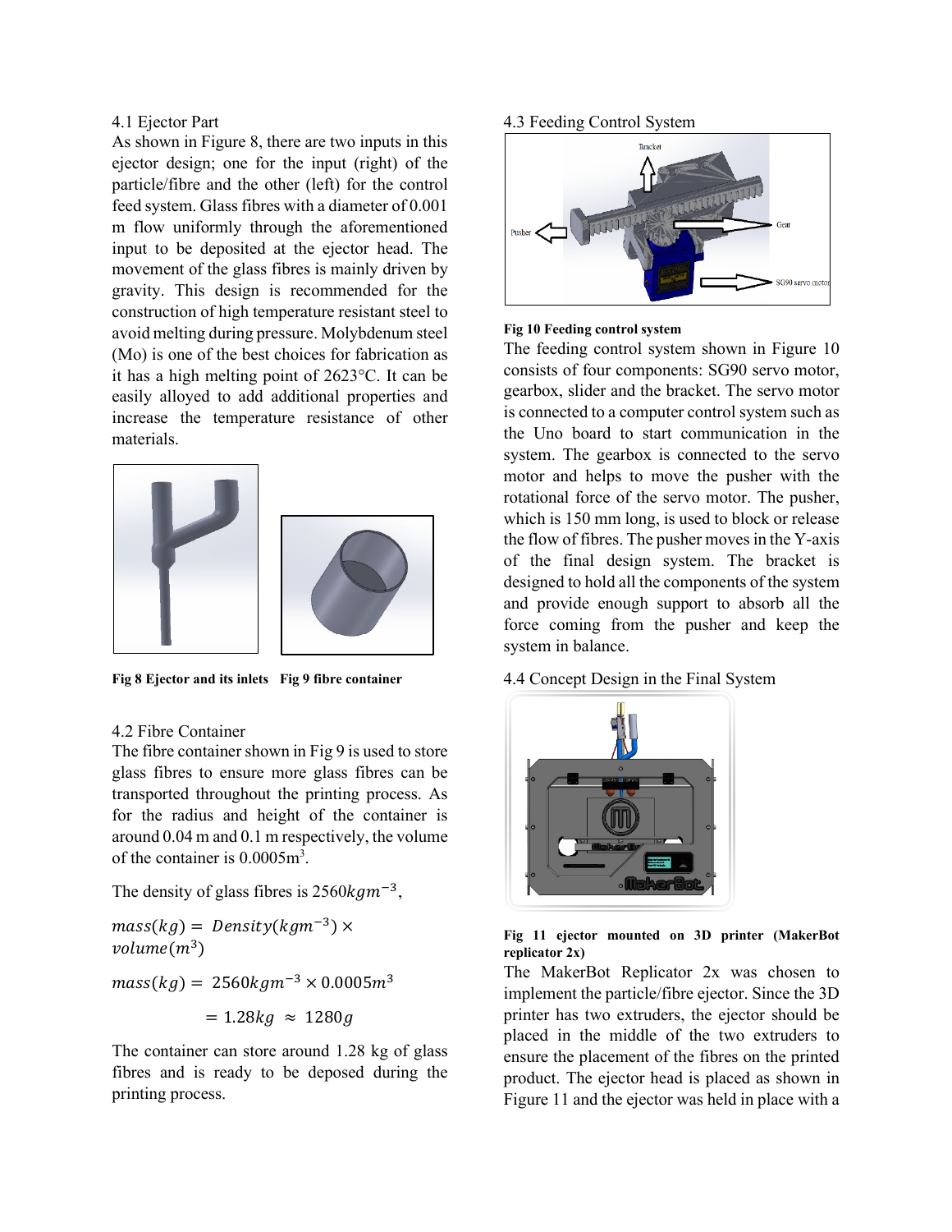4.1 Ejector Part

As shown in Figure 8, there are two inputs in this ejector design; one for the input (right) of the particle/fibre and the other (left) for the control feed system. Glass fibres with a diameter of 0.001 m flow uniformly through the aforementioned input to be deposited at the ejector head. The movement of the glass fibres is mainly driven by gravity. This design is recommended for the construction of high temperature resistant steel to avoid melting during pressure. Molybdenum steel (Mo) is one of the best choices for fabrication as it has a high melting point of 2623°C. It can be easily alloyed to add additional properties and increase the temperature resistance of other materials.

**Fig 8 Ejector and its inlets** **Fig 9 fibre container**

4.2 Fibre Container

The fibre container shown in Fig 9 is used to store glass fibres to ensure more glass fibres can be transported throughout the printing process. As for the radius and height of the container is around 0.04 m and 0.1 m respectively, the volume of the container is 0.0005m$^3$.

The density of glass fibres is $2560 kgm^{-3}$,

$$mass(kg) = Density(kgm^{-3}) \times volume(m^3)$$

$$mass(kg) = 2560 kgm^{-3} \times 0.0005 m^3$$

$$= 1.28 kg \approx 1280 g$$

The container can store around 1.28 kg of glass fibres and is ready to be deposed during the printing process.

4.3 Feeding Control System

**Fig 10 Feeding control system**

The feeding control system shown in Figure 10 consists of four components: SG90 servo motor, gearbox, slider and the bracket. The servo motor is connected to a computer control system such as the Uno board to start communication in the system. The gearbox is connected to the servo motor and helps to move the pusher with the rotational force of the servo motor. The pusher, which is 150 mm long, is used to block or release the flow of fibres. The pusher moves in the Y-axis of the final design system. The bracket is designed to hold all the components of the system and provide enough support to absorb all the force coming from the pusher and keep the system in balance.

4.4 Concept Design in the Final System

**Fig 11 ejector mounted on 3D printer (MakerBot replicator 2x)**

The MakerBot Replicator 2x was chosen to implement the particle/fibre ejector. Since the 3D printer has two extruders, the ejector should be placed in the middle of the two extruders to ensure the placement of the fibres on the printed product. The ejector head is placed as shown in Figure 11 and the ejector was held in place with a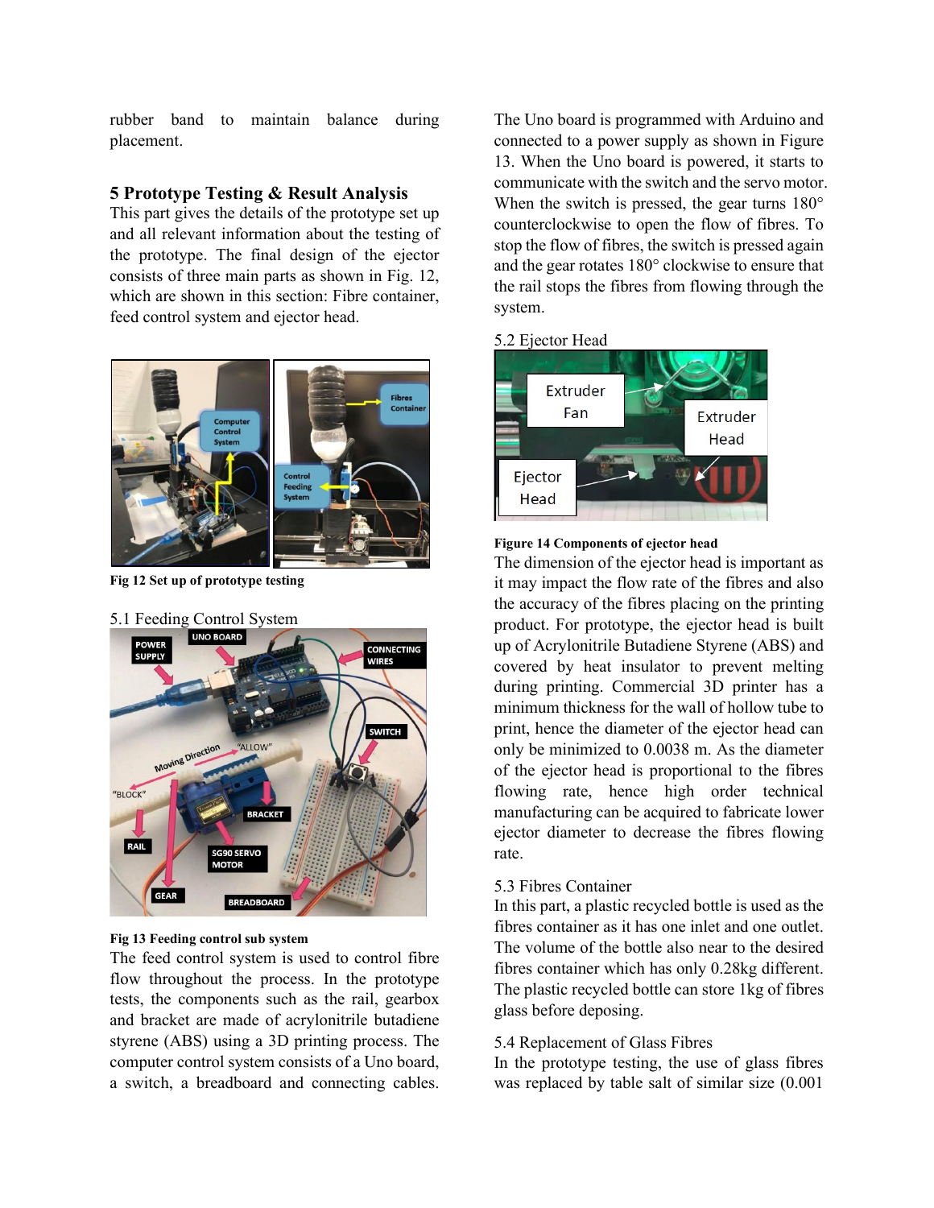rubber band to maintain balance during placement.

## 5 Prototype Testing & Result Analysis

This part gives the details of the prototype set up and all relevant information about the testing of the prototype. The final design of the ejector consists of three main parts as shown in Fig. 12, which are shown in this section: Fibre container, feed control system and ejector head.

**Fig 12 Set up of prototype testing**

### 5.1 Feeding Control System

**Fig 13 Feeding control sub system**

The feed control system is used to control fibre flow throughout the process. In the prototype tests, the components such as the rail, gearbox and bracket are made of acrylonitrile butadiene styrene (ABS) using a 3D printing process. The computer control system consists of a Uno board, a switch, a breadboard and connecting cables. The Uno board is programmed with Arduino and connected to a power supply as shown in Figure 13. When the Uno board is powered, it starts to communicate with the switch and the servo motor. When the switch is pressed, the gear turns 180° counterclockwise to open the flow of fibres. To stop the flow of fibres, the switch is pressed again and the gear rotates 180° clockwise to ensure that the rail stops the fibres from flowing through the system.

### 5.2 Ejector Head

**Figure 14 Components of ejector head**

The dimension of the ejector head is important as it may impact the flow rate of the fibres and also the accuracy of the fibres placing on the printing product. For prototype, the ejector head is built up of Acrylonitrile Butadiene Styrene (ABS) and covered by heat insulator to prevent melting during printing. Commercial 3D printer has a minimum thickness for the wall of hollow tube to print, hence the diameter of the ejector head can only be minimized to 0.0038 m. As the diameter of the ejector head is proportional to the fibres flowing rate, hence high order technical manufacturing can be acquired to fabricate lower ejector diameter to decrease the fibres flowing rate.

### 5.3 Fibres Container

In this part, a plastic recycled bottle is used as the fibres container as it has one inlet and one outlet. The volume of the bottle also near to the desired fibres container which has only 0.28kg different. The plastic recycled bottle can store 1kg of fibres glass before deposing.

### 5.4 Replacement of Glass Fibres

In the prototype testing, the use of glass fibres was replaced by table salt of similar size (0.001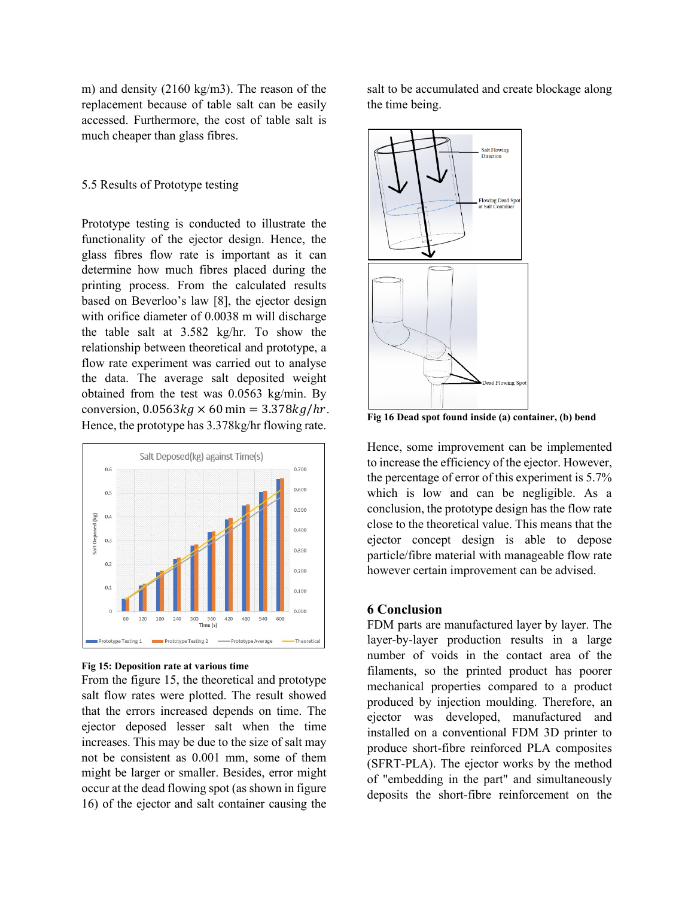m) and density (2160 kg/m3). The reason of the replacement because of table salt can be easily accessed. Furthermore, the cost of table salt is much cheaper than glass fibres.

### 5.5 Results of Prototype testing

Prototype testing is conducted to illustrate the functionality of the ejector design. Hence, the glass fibres flow rate is important as it can determine how much fibres placed during the printing process. From the calculated results based on Beverloo's law [8], the ejector design with orifice diameter of 0.0038 m will discharge the table salt at 3.582 kg/hr. To show the relationship between theoretical and prototype, a flow rate experiment was carried out to analyse the data. The average salt deposited weight obtained from the test was 0.0563 kg/min. By conversion, $0.0563kg \times 60\,\text{min} = 3.378kg/hr$. Hence, the prototype has 3.378kg/hr flowing rate.

**Fig 15: Deposition rate at various time**

From the figure 15, the theoretical and prototype salt flow rates were plotted. The result showed that the errors increased depends on time. The ejector deposed lesser salt when the time increases. This may be due to the size of salt may not be consistent as 0.001 mm, some of them might be larger or smaller. Besides, error might occur at the dead flowing spot (as shown in figure 16) of the ejector and salt container causing the salt to be accumulated and create blockage along the time being.

**Fig 16 Dead spot found inside (a) container, (b) bend**

Hence, some improvement can be implemented to increase the efficiency of the ejector. However, the percentage of error of this experiment is 5.7% which is low and can be negligible. As a conclusion, the prototype design has the flow rate close to the theoretical value. This means that the ejector concept design is able to depose particle/fibre material with manageable flow rate however certain improvement can be advised.

## 6 Conclusion

FDM parts are manufactured layer by layer. The layer-by-layer production results in a large number of voids in the contact area of the filaments, so the printed product has poorer mechanical properties compared to a product produced by injection moulding. Therefore, an ejector was developed, manufactured and installed on a conventional FDM 3D printer to produce short-fibre reinforced PLA composites (SFRT-PLA). The ejector works by the method of "embedding in the part" and simultaneously deposits the short-fibre reinforcement on the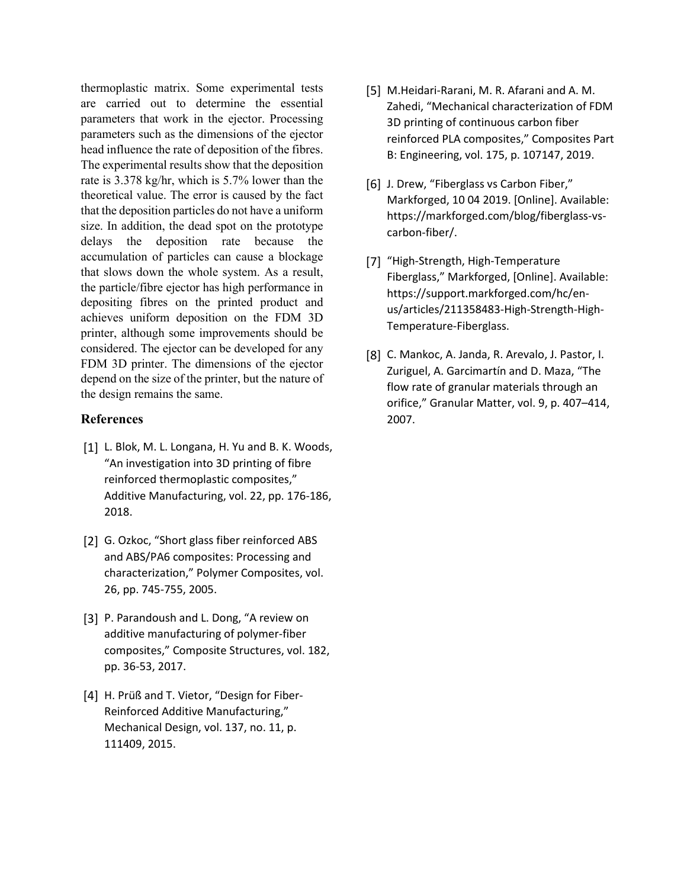thermoplastic matrix. Some experimental tests are carried out to determine the essential parameters that work in the ejector. Processing parameters such as the dimensions of the ejector head influence the rate of deposition of the fibres. The experimental results show that the deposition rate is 3.378 kg/hr, which is 5.7% lower than the theoretical value. The error is caused by the fact that the deposition particles do not have a uniform size. In addition, the dead spot on the prototype delays the deposition rate because the accumulation of particles can cause a blockage that slows down the whole system. As a result, the particle/fibre ejector has high performance in depositing fibres on the printed product and achieves uniform deposition on the FDM 3D printer, although some improvements should be considered. The ejector can be developed for any FDM 3D printer. The dimensions of the ejector depend on the size of the printer, but the nature of the design remains the same.

## References

[1] L. Blok, M. L. Longana, H. Yu and B. K. Woods, "An investigation into 3D printing of fibre reinforced thermoplastic composites," Additive Manufacturing, vol. 22, pp. 176-186, 2018.

[2] G. Ozkoc, "Short glass fiber reinforced ABS and ABS/PA6 composites: Processing and characterization," Polymer Composites, vol. 26, pp. 745-755, 2005.

[3] P. Parandoush and L. Dong, "A review on additive manufacturing of polymer-fiber composites," Composite Structures, vol. 182, pp. 36-53, 2017.

[4] H. Prüß and T. Vietor, "Design for Fiber-Reinforced Additive Manufacturing," Mechanical Design, vol. 137, no. 11, p. 111409, 2015.

[5] M.Heidari-Rarani, M. R. Afarani and A. M. Zahedi, "Mechanical characterization of FDM 3D printing of continuous carbon fiber reinforced PLA composites," Composites Part B: Engineering, vol. 175, p. 107147, 2019.

[6] J. Drew, "Fiberglass vs Carbon Fiber," Markforged, 10 04 2019. [Online]. Available: https://markforged.com/blog/fiberglass-vs-carbon-fiber/.

[7] "High-Strength, High-Temperature Fiberglass," Markforged, [Online]. Available: https://support.markforged.com/hc/en-us/articles/211358483-High-Strength-High-Temperature-Fiberglass.

[8] C. Mankoc, A. Janda, R. Arevalo, J. Pastor, I. Zuriguel, A. Garcimartín and D. Maza, "The flow rate of granular materials through an orifice," Granular Matter, vol. 9, p. 407–414, 2007.